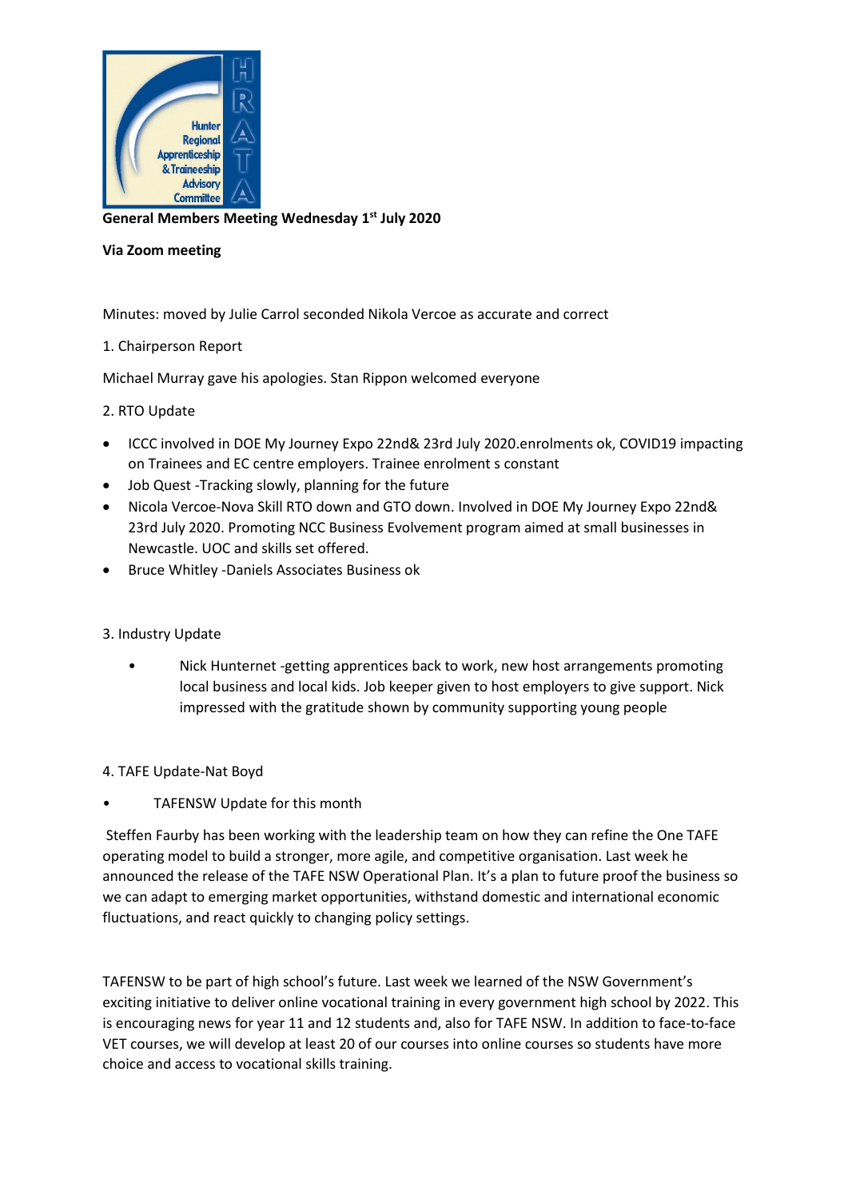Hunter Regional Apprenticeship & Traineeship Advisory Committee

HRATA

**General Members Meeting Wednesday 1st July 2020**

**Via Zoom meeting**

Minutes: moved by Julie Carrol seconded Nikola Vercoe as accurate and correct

1. Chairperson Report

Michael Murray gave his apologies. Stan Rippon welcomed everyone

2. RTO Update

- ICCC involved in DOE My Journey Expo 22nd& 23rd July 2020.enrolments ok, COVID19 impacting on Trainees and EC centre employers. Trainee enrolment s constant
- Job Quest -Tracking slowly, planning for the future
- Nicola Vercoe-Nova Skill RTO down and GTO down. Involved in DOE My Journey Expo 22nd& 23rd July 2020. Promoting NCC Business Evolvement program aimed at small businesses in Newcastle. UOC and skills set offered.
- Bruce Whitley -Daniels Associates Business ok

3. Industry Update

- Nick Hunternet -getting apprentices back to work, new host arrangements promoting local business and local kids. Job keeper given to host employers to give support. Nick impressed with the gratitude shown by community supporting young people

4. TAFE Update-Nat Boyd

- TAFENSW Update for this month

Steffen Faurby has been working with the leadership team on how they can refine the One TAFE operating model to build a stronger, more agile, and competitive organisation. Last week he announced the release of the TAFE NSW Operational Plan. It's a plan to future proof the business so we can adapt to emerging market opportunities, withstand domestic and international economic fluctuations, and react quickly to changing policy settings.

TAFENSW to be part of high school's future. Last week we learned of the NSW Government's exciting initiative to deliver online vocational training in every government high school by 2022. This is encouraging news for year 11 and 12 students and, also for TAFE NSW. In addition to face-to-face VET courses, we will develop at least 20 of our courses into online courses so students have more choice and access to vocational skills training.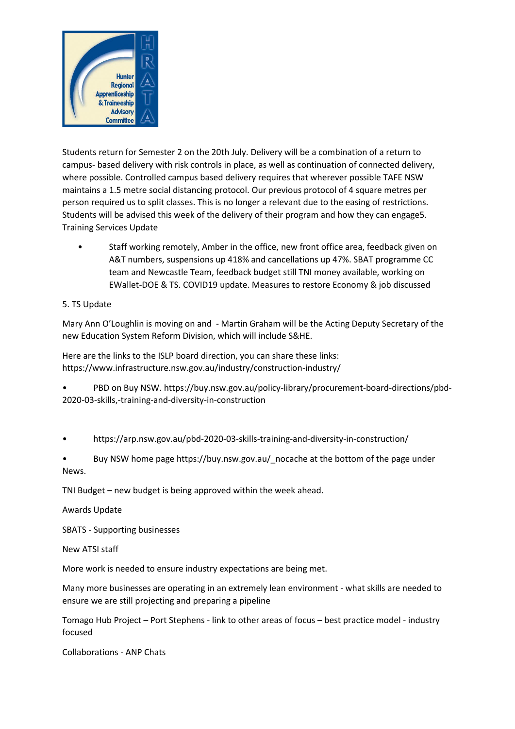Students return for Semester 2 on the 20th July. Delivery will be a combination of a return to campus- based delivery with risk controls in place, as well as continuation of connected delivery, where possible. Controlled campus based delivery requires that wherever possible TAFE NSW maintains a 1.5 metre social distancing protocol. Our previous protocol of 4 square metres per person required us to split classes. This is no longer a relevant due to the easing of restrictions. Students will be advised this week of the delivery of their program and how they can engage5. Training Services Update

- Staff working remotely, Amber in the office, new front office area, feedback given on A&T numbers, suspensions up 418% and cancellations up 47%. SBAT programme CC team and Newcastle Team, feedback budget still TNI money available, working on EWallet-DOE & TS. COVID19 update. Measures to restore Economy & job discussed

5. TS Update

Mary Ann O'Loughlin is moving on and - Martin Graham will be the Acting Deputy Secretary of the new Education System Reform Division, which will include S&HE.

Here are the links to the ISLP board direction, you can share these links: https://www.infrastructure.nsw.gov.au/industry/construction-industry/

- PBD on Buy NSW. https://buy.nsw.gov.au/policy-library/procurement-board-directions/pbd-2020-03-skills,-training-and-diversity-in-construction

- https://arp.nsw.gov.au/pbd-2020-03-skills-training-and-diversity-in-construction/

- Buy NSW home page https://buy.nsw.gov.au/_nocache at the bottom of the page under News.

TNI Budget – new budget is being approved within the week ahead.

Awards Update

SBATS - Supporting businesses

New ATSI staff

More work is needed to ensure industry expectations are being met.

Many more businesses are operating in an extremely lean environment - what skills are needed to ensure we are still projecting and preparing a pipeline

Tomago Hub Project – Port Stephens - link to other areas of focus – best practice model - industry focused

Collaborations - ANP Chats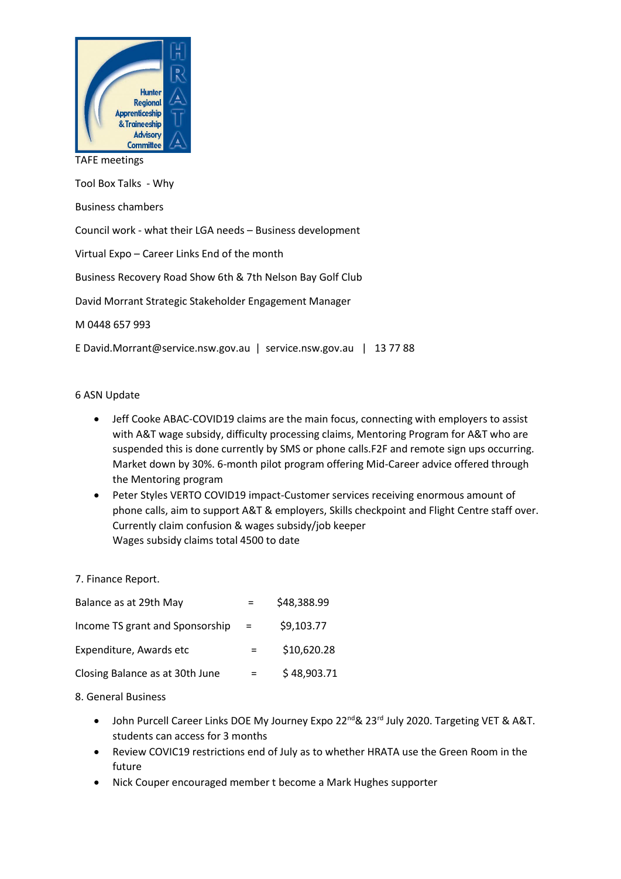TAFE meetings

Tool Box Talks - Why

Business chambers

Council work - what their LGA needs – Business development

Virtual Expo – Career Links End of the month

Business Recovery Road Show 6th & 7th Nelson Bay Golf Club

David Morrant Strategic Stakeholder Engagement Manager

M 0448 657 993

E David.Morrant@service.nsw.gov.au | service.nsw.gov.au | 13 77 88

6 ASN Update

- Jeff Cooke ABAC-COVID19 claims are the main focus, connecting with employers to assist with A&T wage subsidy, difficulty processing claims, Mentoring Program for A&T who are suspended this is done currently by SMS or phone calls.F2F and remote sign ups occurring. Market down by 30%. 6-month pilot program offering Mid-Career advice offered through the Mentoring program
- Peter Styles VERTO COVID19 impact-Customer services receiving enormous amount of phone calls, aim to support A&T & employers, Skills checkpoint and Flight Centre staff over. Currently claim confusion & wages subsidy/job keeper
  Wages subsidy claims total 4500 to date

7. Finance Report.

| | | |
|---|---|---|
| Balance as at 29th May | = | $48,388.99 |
| Income TS grant and Sponsorship | = | $9,103.77 |
| Expenditure, Awards etc | = | $10,620.28 |
| Closing Balance as at 30th June | = | $ 48,903.71 |

8. General Business

- John Purcell Career Links DOE My Journey Expo 22nd & 23rd July 2020. Targeting VET & A&T. students can access for 3 months
- Review COVIC19 restrictions end of July as to whether HRATA use the Green Room in the future
- Nick Couper encouraged member t become a Mark Hughes supporter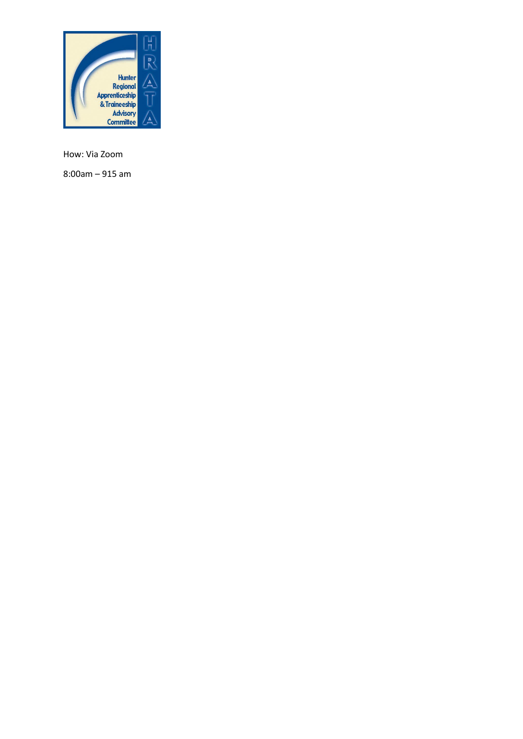How: Via Zoom

8:00am – 915 am